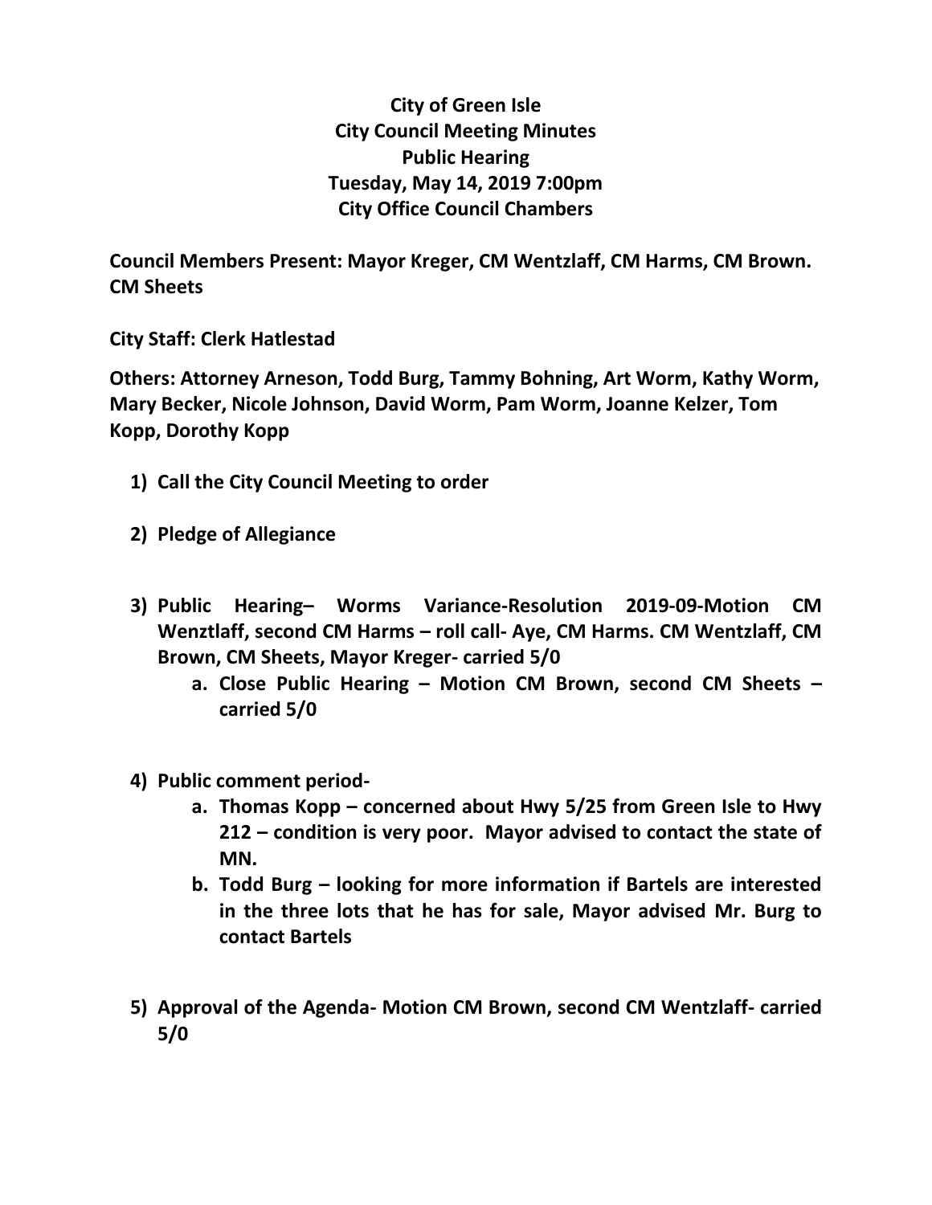**City of Green Isle**
**City Council Meeting Minutes**
**Public Hearing**
**Tuesday, May 14, 2019 7:00pm**
**City Office Council Chambers**

**Council Members Present: Mayor Kreger, CM Wentzlaff, CM Harms, CM Brown. CM Sheets**

**City Staff: Clerk Hatlestad**

**Others: Attorney Arneson, Todd Burg, Tammy Bohning, Art Worm, Kathy Worm, Mary Becker, Nicole Johnson, David Worm, Pam Worm, Joanne Kelzer, Tom Kopp, Dorothy Kopp**

1) **Call the City Council Meeting to order**
2) **Pledge of Allegiance**
3) **Public Hearing– Worms Variance-Resolution 2019-09-Motion CM Wenztlaff, second CM Harms – roll call- Aye, CM Harms. CM Wentzlaff, CM Brown, CM Sheets, Mayor Kreger- carried 5/0**
    a. **Close Public Hearing – Motion CM Brown, second CM Sheets – carried 5/0**
4) **Public comment period-**
    a. **Thomas Kopp – concerned about Hwy 5/25 from Green Isle to Hwy 212 – condition is very poor. Mayor advised to contact the state of MN.**
    b. **Todd Burg – looking for more information if Bartels are interested in the three lots that he has for sale, Mayor advised Mr. Burg to contact Bartels**
5) **Approval of the Agenda- Motion CM Brown, second CM Wentzlaff- carried 5/0**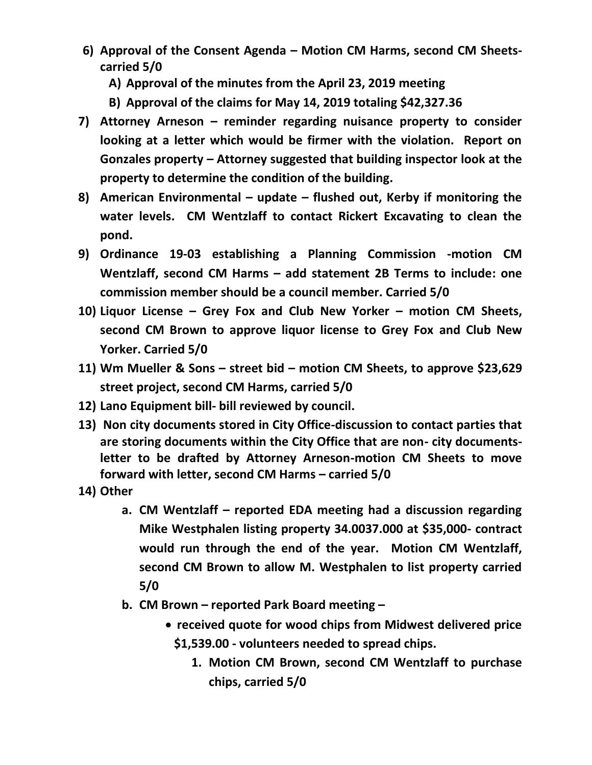6) **Approval of the Consent Agenda – Motion CM Harms, second CM Sheets- carried 5/0**
   - A) **Approval of the minutes from the April 23, 2019 meeting**
   - B) **Approval of the claims for May 14, 2019 totaling $42,327.36**
7) **Attorney Arneson – reminder regarding nuisance property to consider looking at a letter which would be firmer with the violation. Report on Gonzales property – Attorney suggested that building inspector look at the property to determine the condition of the building.**
8) **American Environmental – update – flushed out, Kerby if monitoring the water levels. CM Wentzlaff to contact Rickert Excavating to clean the pond.**
9) **Ordinance 19-03 establishing a Planning Commission -motion CM Wentzlaff, second CM Harms – add statement 2B Terms to include: one commission member should be a council member. Carried 5/0**
10) **Liquor License – Grey Fox and Club New Yorker – motion CM Sheets, second CM Brown to approve liquor license to Grey Fox and Club New Yorker. Carried 5/0**
11) **Wm Mueller & Sons – street bid – motion CM Sheets, to approve $23,629 street project, second CM Harms, carried 5/0**
12) **Lano Equipment bill- bill reviewed by council.**
13) **Non city documents stored in City Office-discussion to contact parties that are storing documents within the City Office that are non- city documents- letter to be drafted by Attorney Arneson-motion CM Sheets to move forward with letter, second CM Harms – carried 5/0**
14) **Other**
   - a. **CM Wentzlaff – reported EDA meeting had a discussion regarding Mike Westphalen listing property 34.0037.000 at $35,000- contract would run through the end of the year. Motion CM Wentzlaff, second CM Brown to allow M. Westphalen to list property carried 5/0**
   - b. **CM Brown – reported Park Board meeting –**
     - **received quote for wood chips from Midwest delivered price $1,539.00 - volunteers needed to spread chips.**
       1. **Motion CM Brown, second CM Wentzlaff to purchase chips, carried 5/0**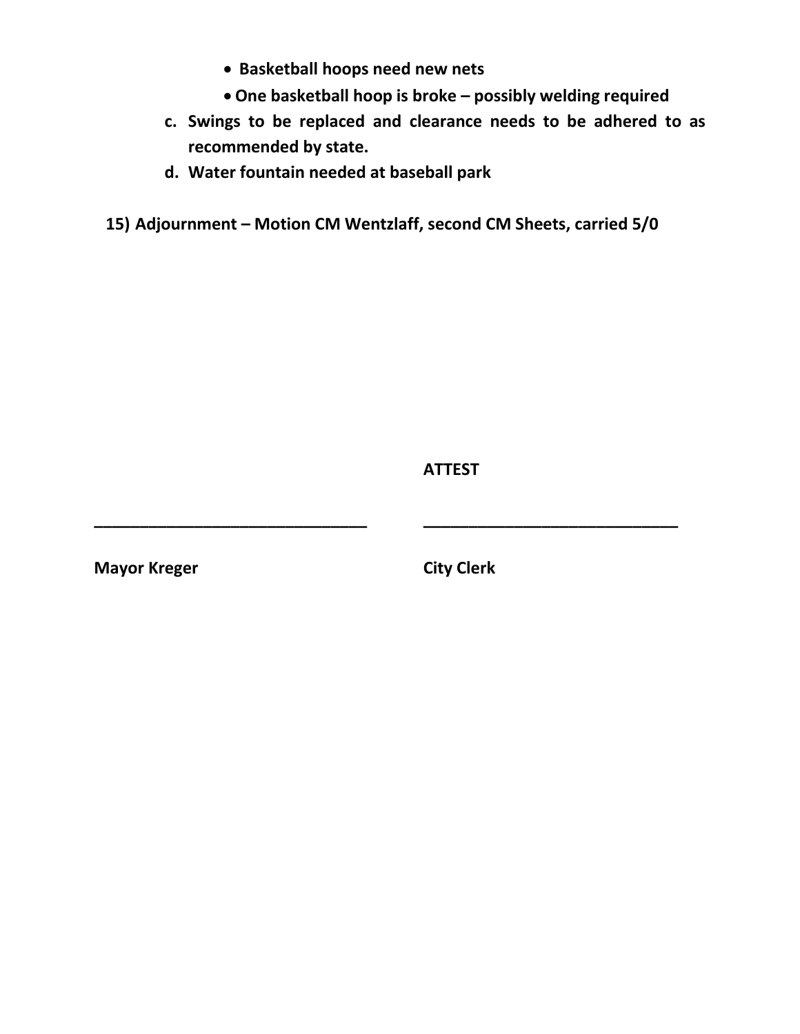- **Basketball hoops need new nets**
- **One basketball hoop is broke – possibly welding required**

c. **Swings to be replaced and clearance needs to be adhered to as recommended by state.**

d. **Water fountain needed at baseball park**

**15) Adjournment – Motion CM Wentzlaff, second CM Sheets, carried 5/0**

**ATTEST**

_______________________________          _____________________________

**Mayor Kreger**          **City Clerk**